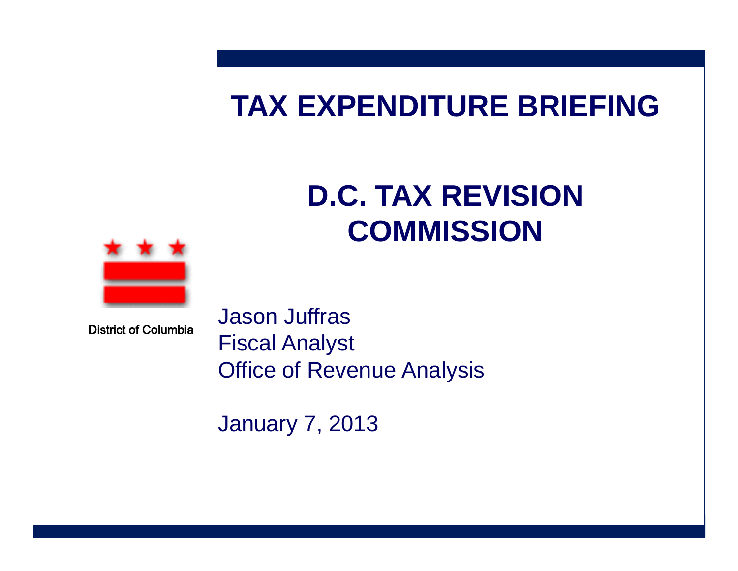# TAX EXPENDITURE BRIEFING

## D.C. TAX REVISION COMMISSION

District of Columbia

Jason Juffras
Fiscal Analyst
Office of Revenue Analysis

January 7, 2013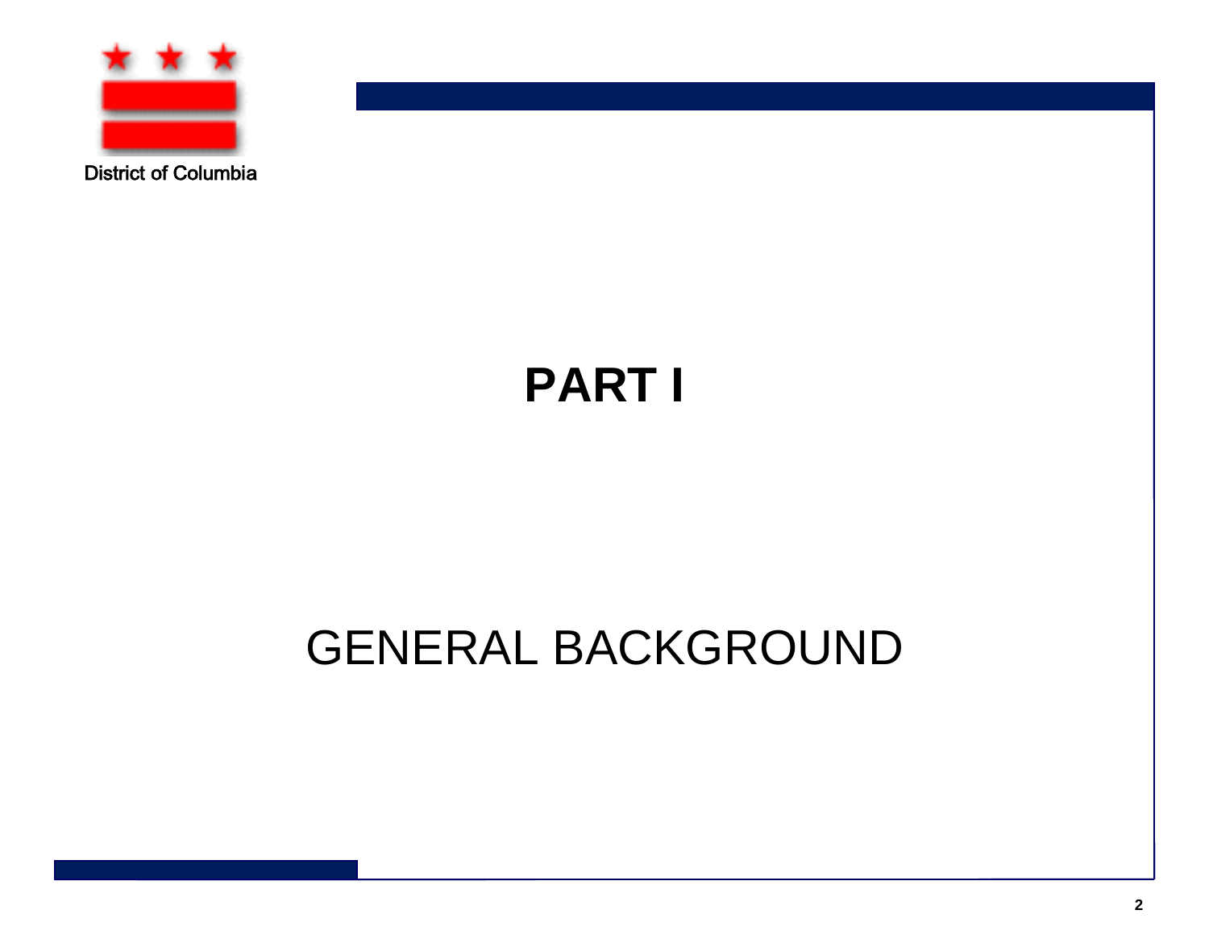District of Columbia

# PART I

## GENERAL BACKGROUND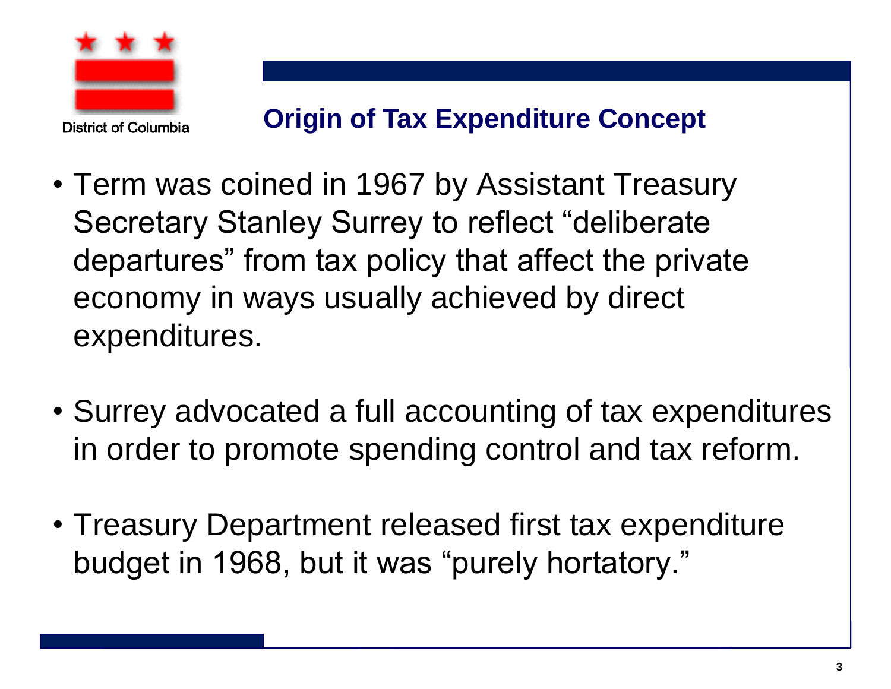District of Columbia

## Origin of Tax Expenditure Concept

- Term was coined in 1967 by Assistant Treasury Secretary Stanley Surrey to reflect “deliberate departures” from tax policy that affect the private economy in ways usually achieved by direct expenditures.

- Surrey advocated a full accounting of tax expenditures in order to promote spending control and tax reform.

- Treasury Department released first tax expenditure budget in 1968, but it was “purely hortatory.”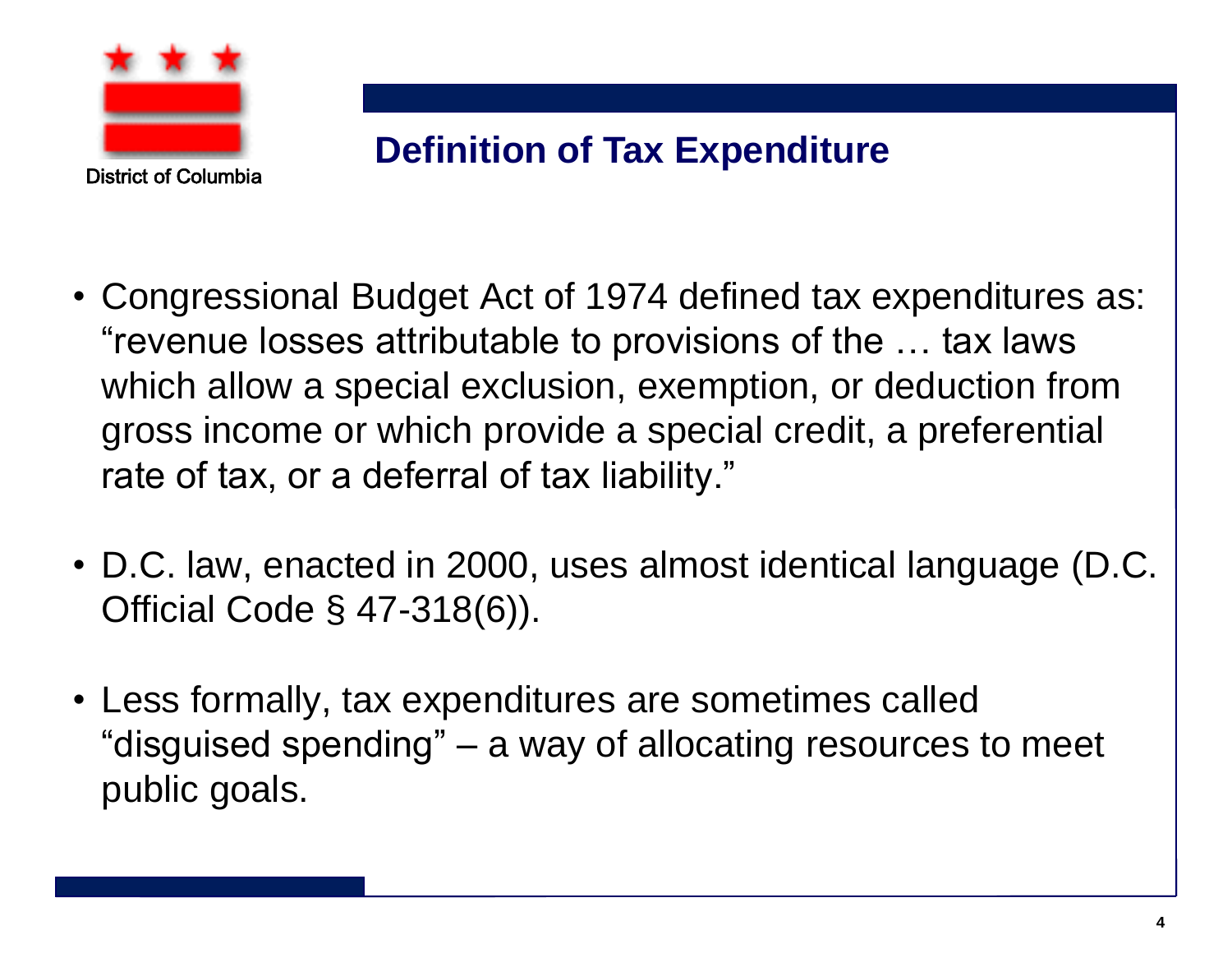District of Columbia

## Definition of Tax Expenditure

- Congressional Budget Act of 1974 defined tax expenditures as: "revenue losses attributable to provisions of the … tax laws which allow a special exclusion, exemption, or deduction from gross income or which provide a special credit, a preferential rate of tax, or a deferral of tax liability."
- D.C. law, enacted in 2000, uses almost identical language (D.C. Official Code § 47-318(6)).
- Less formally, tax expenditures are sometimes called "disguised spending" – a way of allocating resources to meet public goals.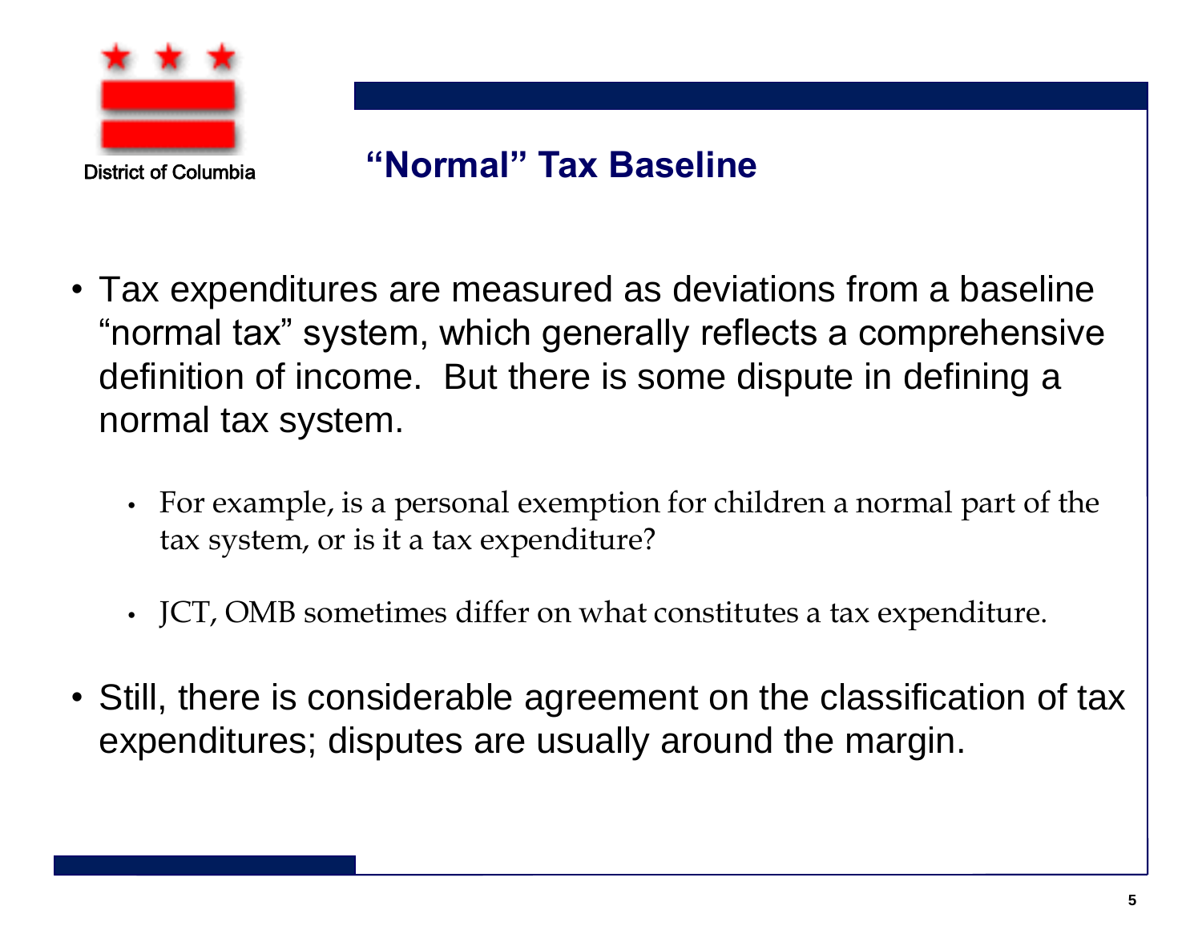District of Columbia

## “Normal” Tax Baseline

- Tax expenditures are measured as deviations from a baseline “normal tax” system, which generally reflects a comprehensive definition of income. But there is some dispute in defining a normal tax system.
  - For example, is a personal exemption for children a normal part of the tax system, or is it a tax expenditure?
  - JCT, OMB sometimes differ on what constitutes a tax expenditure.
- Still, there is considerable agreement on the classification of tax expenditures; disputes are usually around the margin.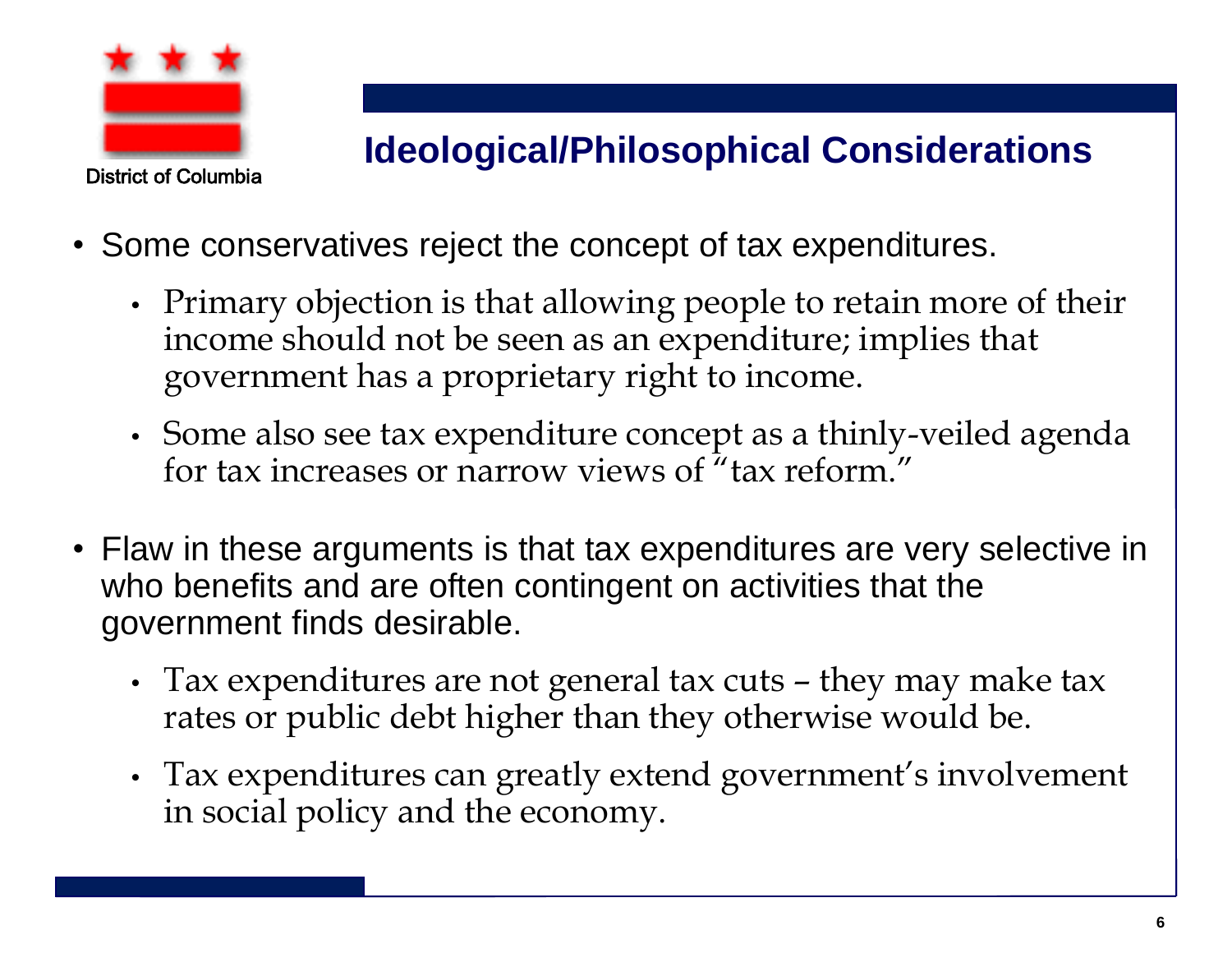District of Columbia

## Ideological/Philosophical Considerations

- Some conservatives reject the concept of tax expenditures.
  - Primary objection is that allowing people to retain more of their income should not be seen as an expenditure; implies that government has a proprietary right to income.
  - Some also see tax expenditure concept as a thinly-veiled agenda for tax increases or narrow views of "tax reform."
- Flaw in these arguments is that tax expenditures are very selective in who benefits and are often contingent on activities that the government finds desirable.
  - Tax expenditures are not general tax cuts – they may make tax rates or public debt higher than they otherwise would be.
  - Tax expenditures can greatly extend government's involvement in social policy and the economy.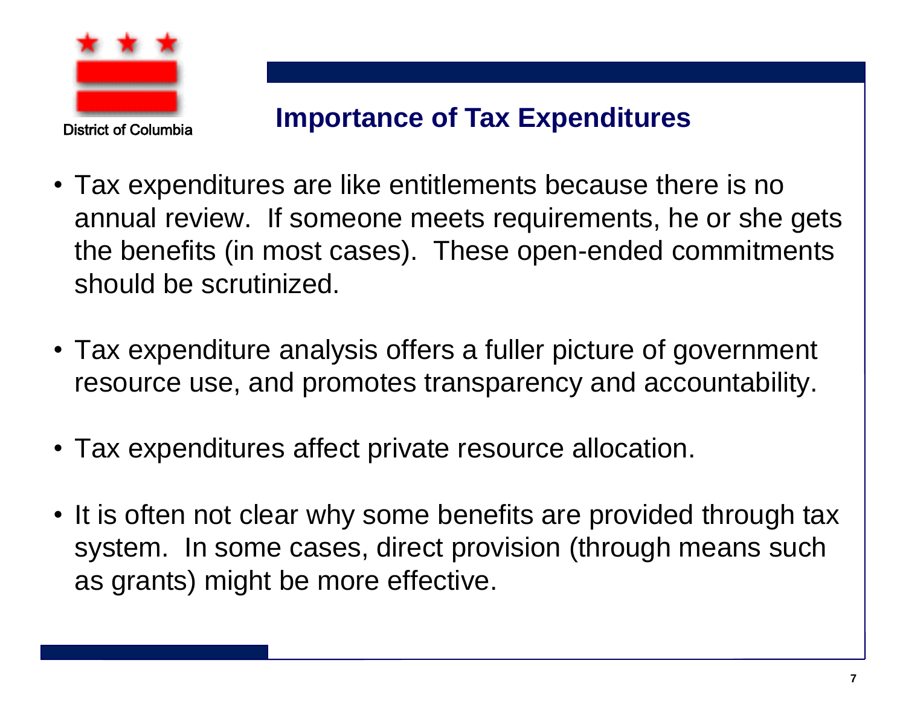District of Columbia

## Importance of Tax Expenditures

- Tax expenditures are like entitlements because there is no annual review. If someone meets requirements, he or she gets the benefits (in most cases). These open-ended commitments should be scrutinized.
- Tax expenditure analysis offers a fuller picture of government resource use, and promotes transparency and accountability.
- Tax expenditures affect private resource allocation.
- It is often not clear why some benefits are provided through tax system. In some cases, direct provision (through means such as grants) might be more effective.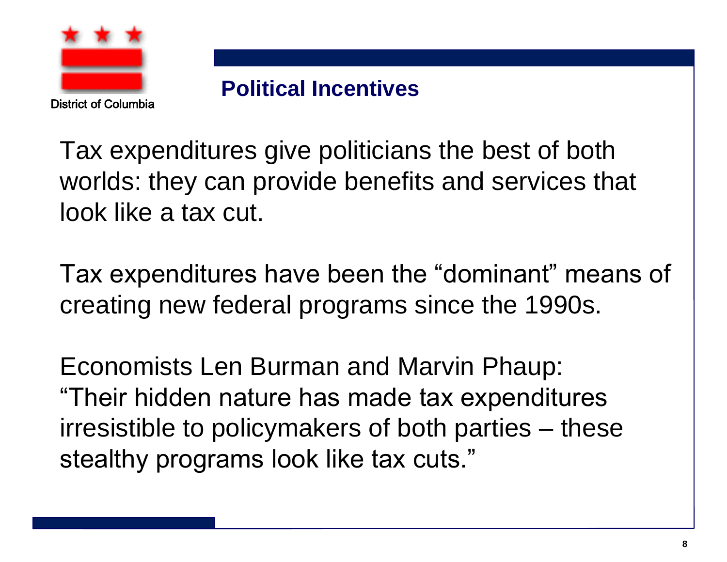## Political Incentives

Tax expenditures give politicians the best of both worlds: they can provide benefits and services that look like a tax cut.

Tax expenditures have been the “dominant” means of creating new federal programs since the 1990s.

Economists Len Burman and Marvin Phaup: “Their hidden nature has made tax expenditures irresistible to policymakers of both parties – these stealthy programs look like tax cuts.”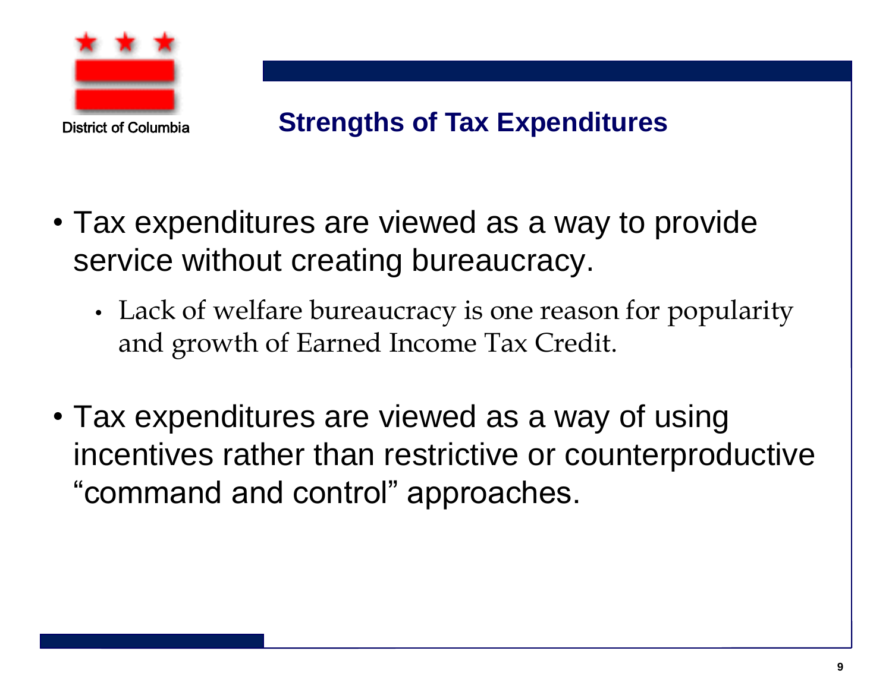District of Columbia

## Strengths of Tax Expenditures

- Tax expenditures are viewed as a way to provide service without creating bureaucracy.
  - Lack of welfare bureaucracy is one reason for popularity and growth of Earned Income Tax Credit.
- Tax expenditures are viewed as a way of using incentives rather than restrictive or counterproductive "command and control" approaches.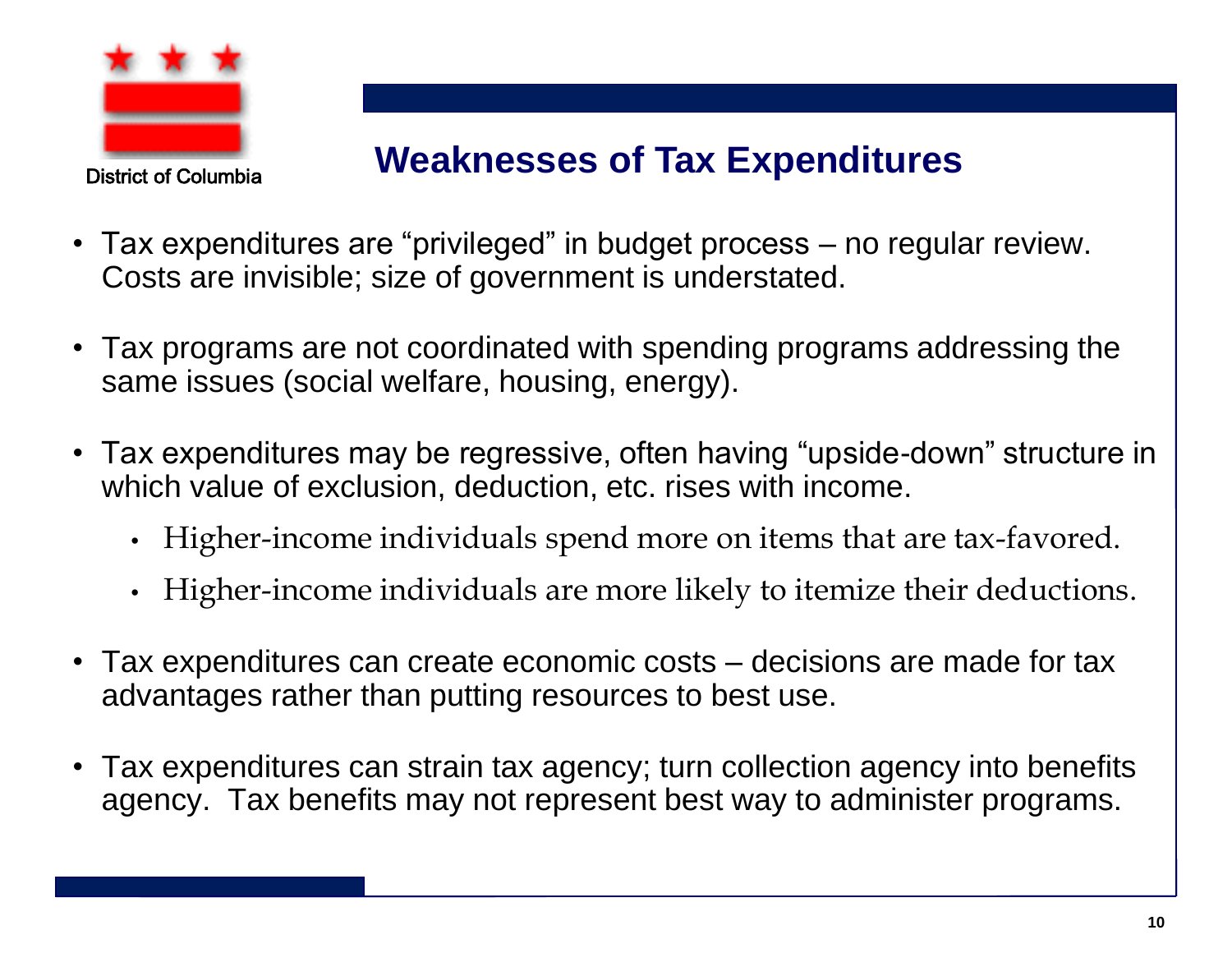District of Columbia

## Weaknesses of Tax Expenditures

- Tax expenditures are "privileged" in budget process – no regular review. Costs are invisible; size of government is understated.

- Tax programs are not coordinated with spending programs addressing the same issues (social welfare, housing, energy).

- Tax expenditures may be regressive, often having "upside-down" structure in which value of exclusion, deduction, etc. rises with income.
  - Higher-income individuals spend more on items that are tax-favored.
  - Higher-income individuals are more likely to itemize their deductions.

- Tax expenditures can create economic costs – decisions are made for tax advantages rather than putting resources to best use.

- Tax expenditures can strain tax agency; turn collection agency into benefits agency. Tax benefits may not represent best way to administer programs.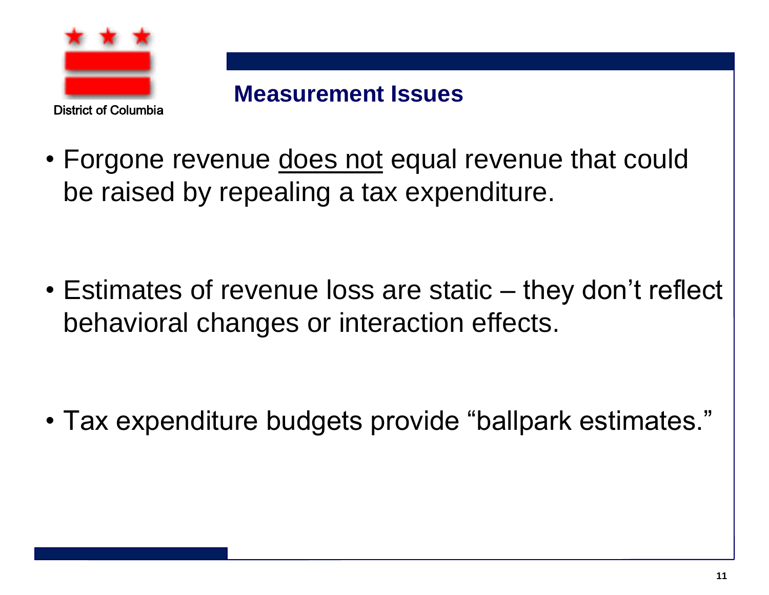District of Columbia

## Measurement Issues

- Forgone revenue <u>does not</u> equal revenue that could be raised by repealing a tax expenditure.

- Estimates of revenue loss are static – they don't reflect behavioral changes or interaction effects.

- Tax expenditure budgets provide "ballpark estimates."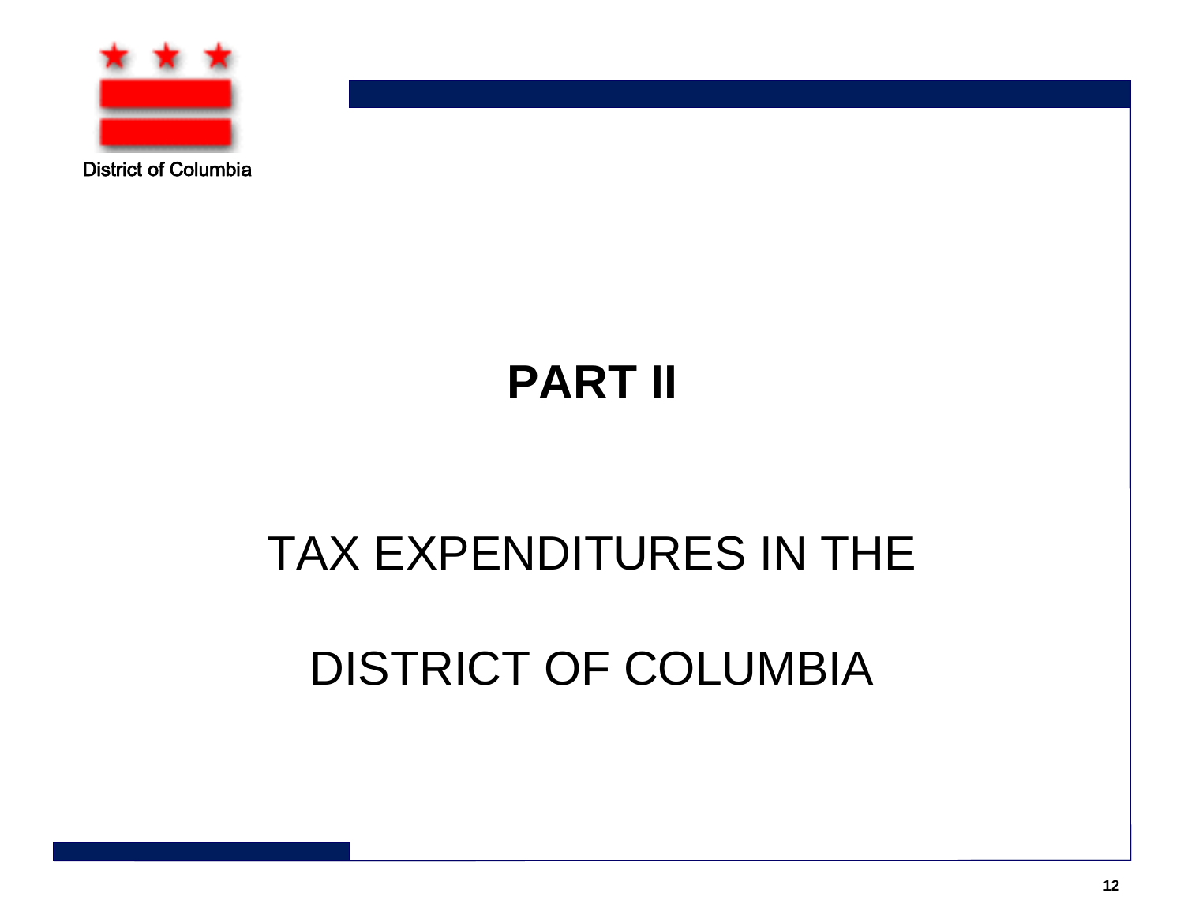District of Columbia

# PART II

## TAX EXPENDITURES IN THE

## DISTRICT OF COLUMBIA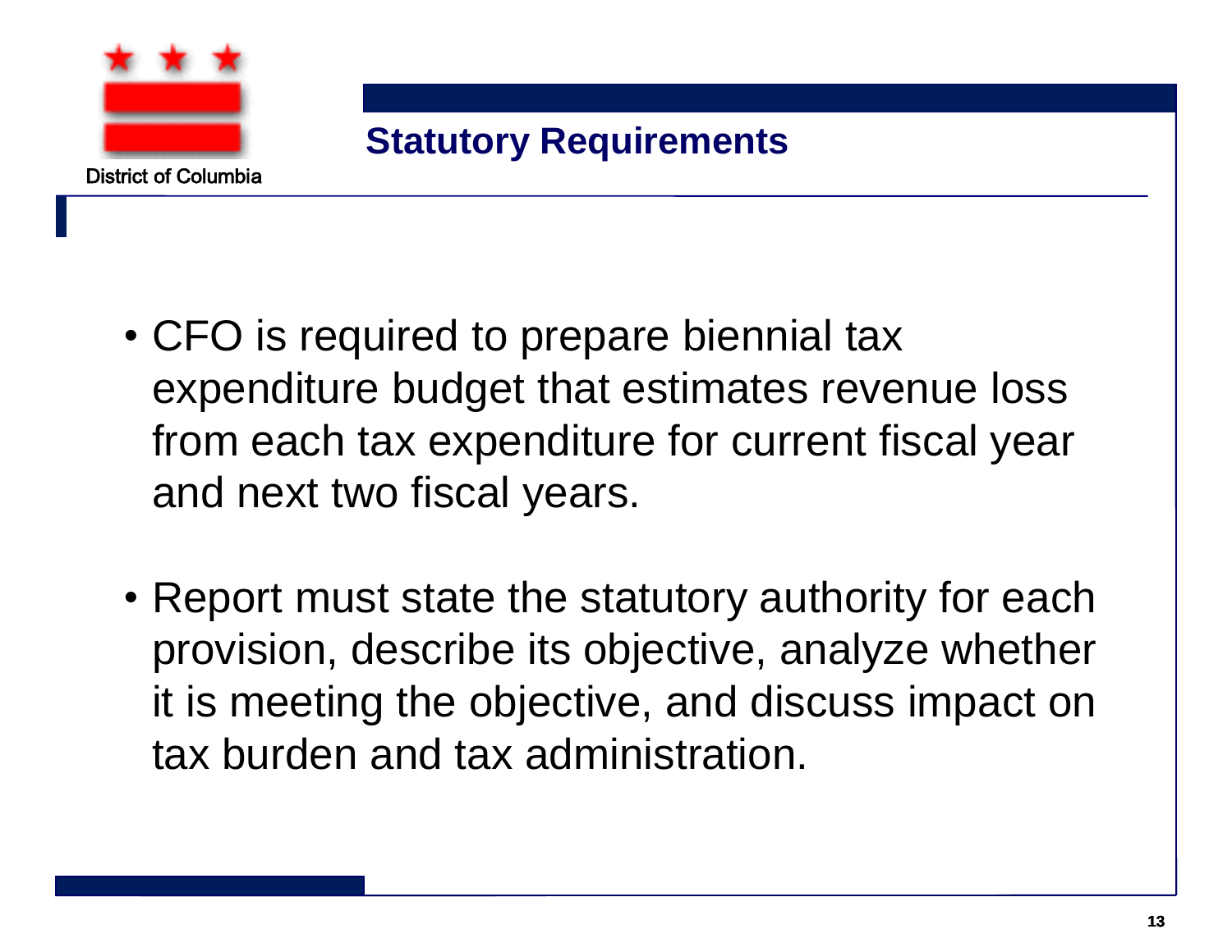## Statutory Requirements

- CFO is required to prepare biennial tax expenditure budget that estimates revenue loss from each tax expenditure for current fiscal year and next two fiscal years.
- Report must state the statutory authority for each provision, describe its objective, analyze whether it is meeting the objective, and discuss impact on tax burden and tax administration.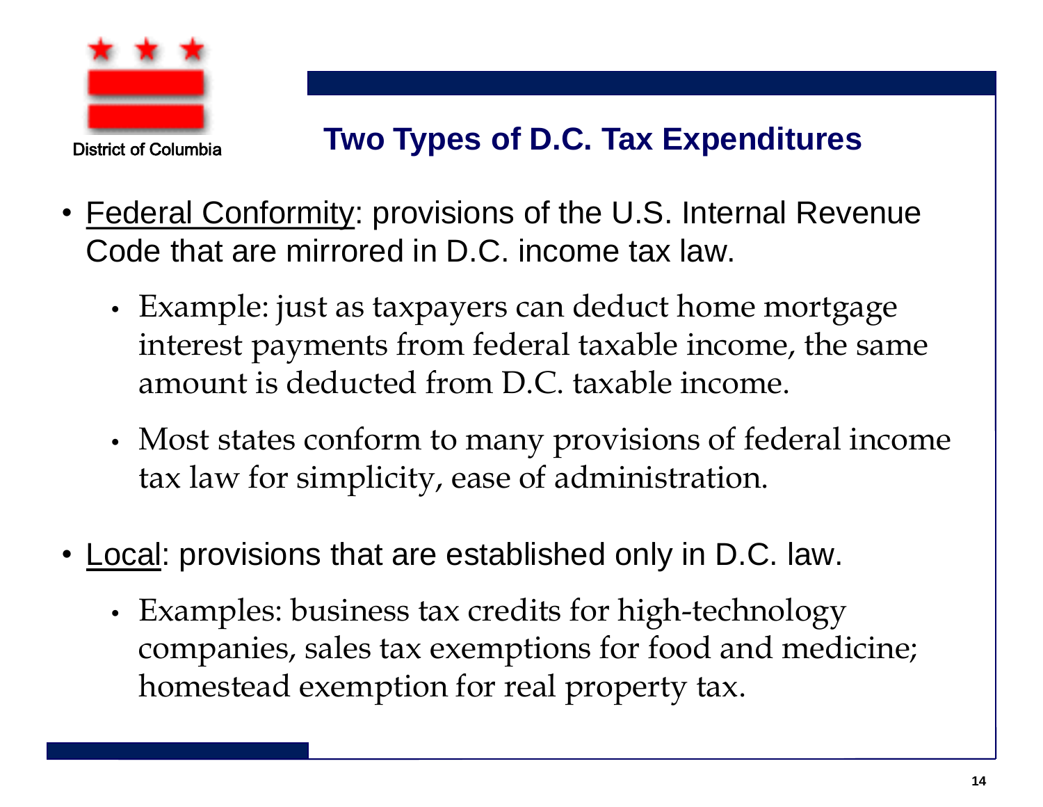District of Columbia

## Two Types of D.C. Tax Expenditures

- Federal Conformity: provisions of the U.S. Internal Revenue Code that are mirrored in D.C. income tax law.
  - Example: just as taxpayers can deduct home mortgage interest payments from federal taxable income, the same amount is deducted from D.C. taxable income.
  - Most states conform to many provisions of federal income tax law for simplicity, ease of administration.
- Local: provisions that are established only in D.C. law.
  - Examples: business tax credits for high-technology companies, sales tax exemptions for food and medicine; homestead exemption for real property tax.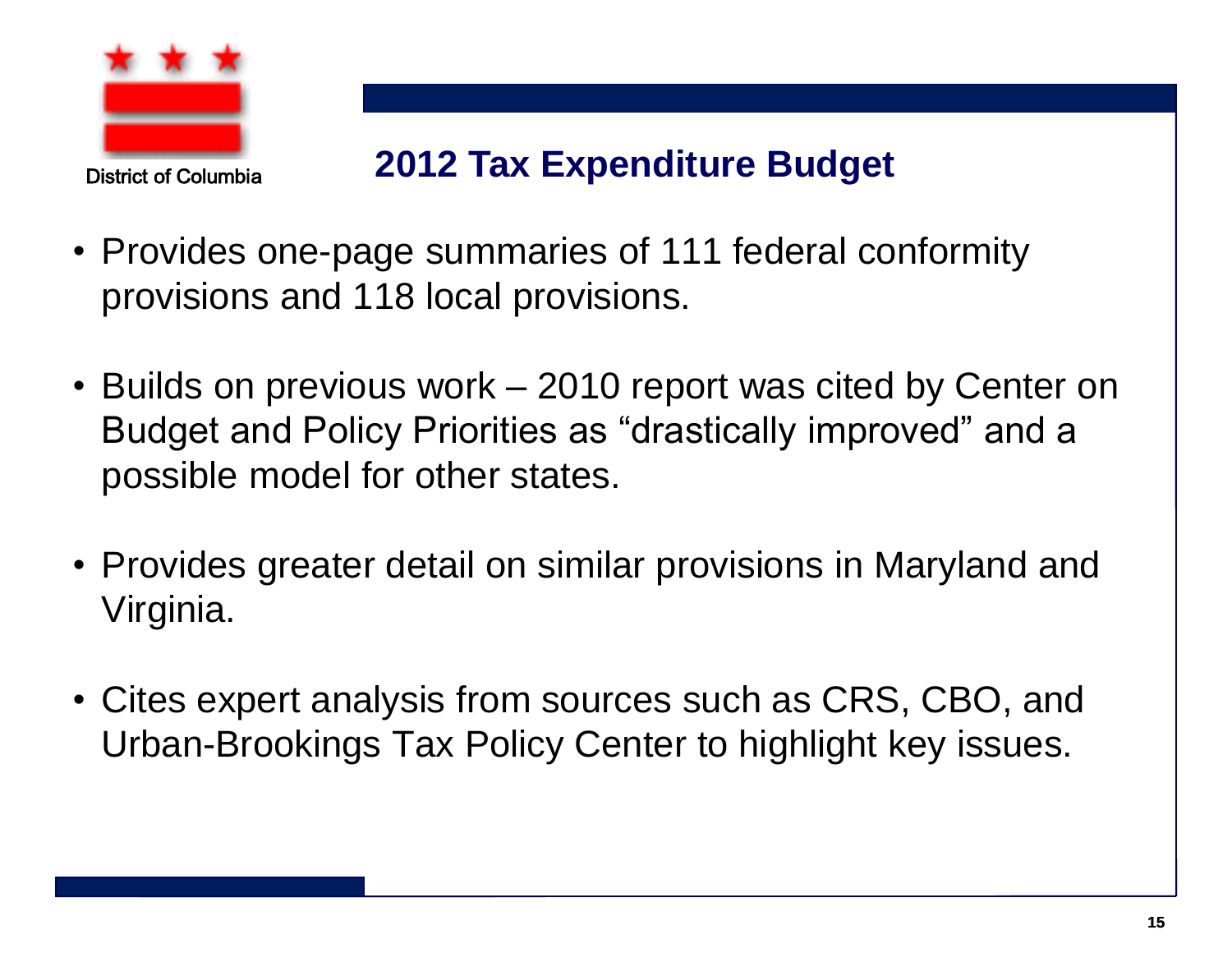District of Columbia

# 2012 Tax Expenditure Budget

- Provides one-page summaries of 111 federal conformity provisions and 118 local provisions.
- Builds on previous work – 2010 report was cited by Center on Budget and Policy Priorities as "drastically improved" and a possible model for other states.
- Provides greater detail on similar provisions in Maryland and Virginia.
- Cites expert analysis from sources such as CRS, CBO, and Urban-Brookings Tax Policy Center to highlight key issues.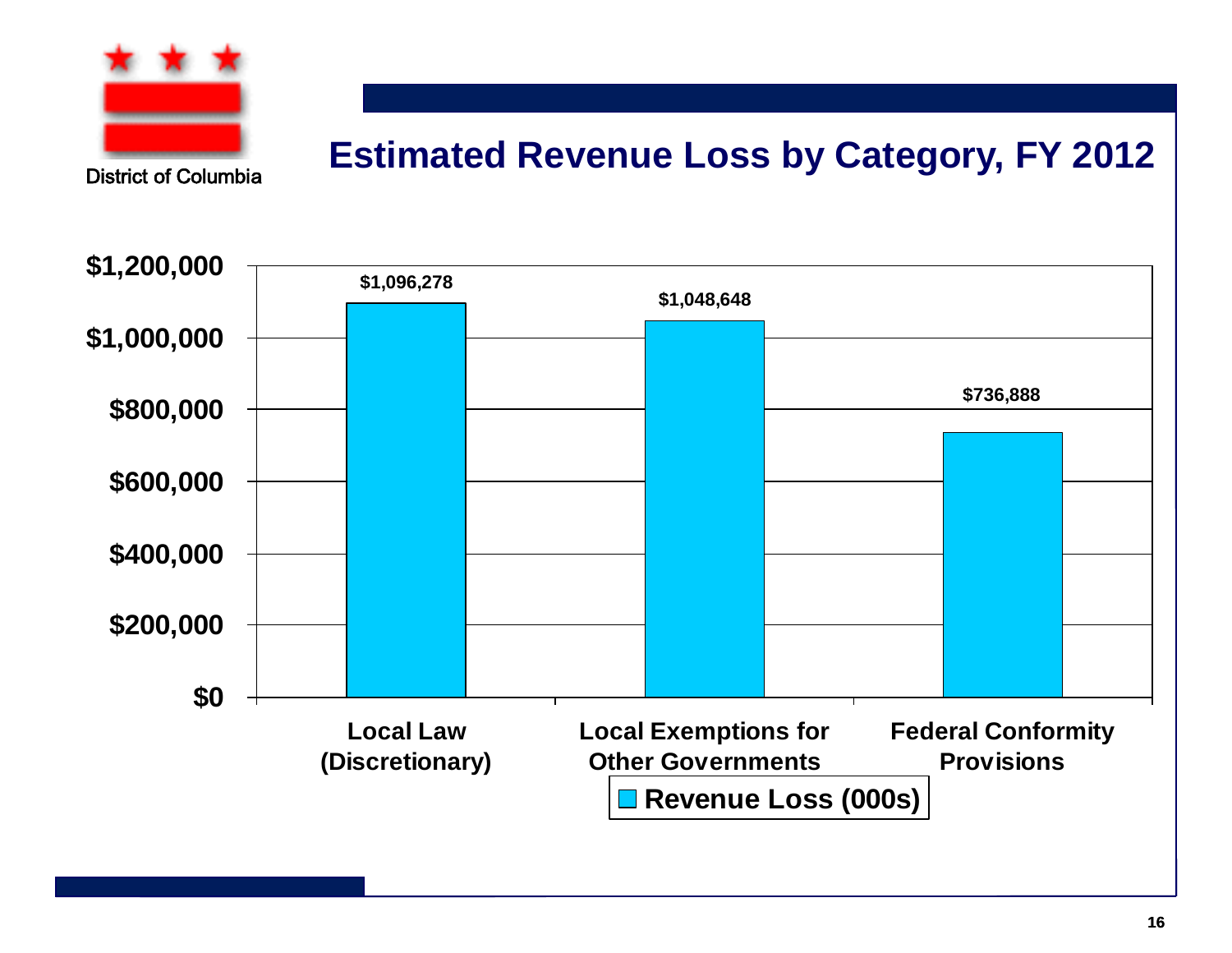District of Columbia

# Estimated Revenue Loss by Category, FY 2012

| Category | Revenue Loss (000s) |
| --- | --- |
| Local Law (Discretionary) | $1,096,278 |
| Local Exemptions for Other Governments | $1,048,648 |
| Federal Conformity Provisions | $736,888 |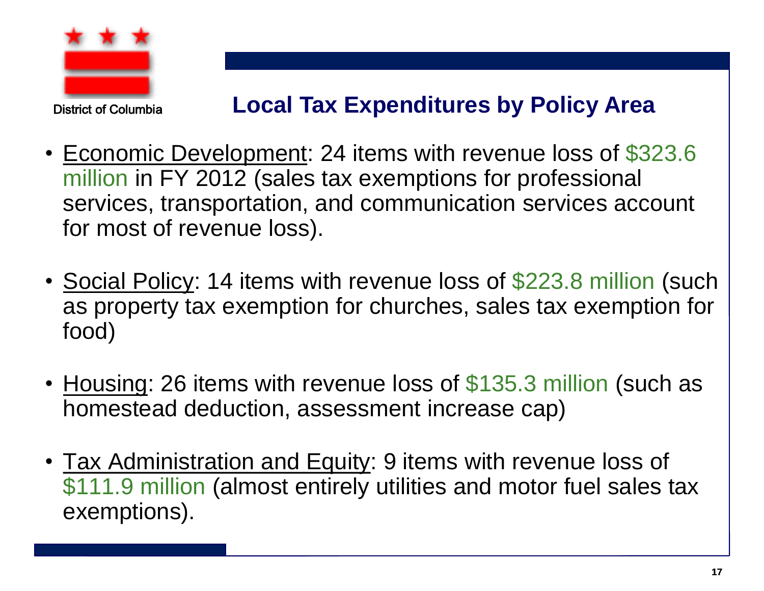District of Columbia

## Local Tax Expenditures by Policy Area

- Economic Development: 24 items with revenue loss of $323.6 million in FY 2012 (sales tax exemptions for professional services, transportation, and communication services account for most of revenue loss).

- Social Policy: 14 items with revenue loss of $223.8 million (such as property tax exemption for churches, sales tax exemption for food)

- Housing: 26 items with revenue loss of $135.3 million (such as homestead deduction, assessment increase cap)

- Tax Administration and Equity: 9 items with revenue loss of $111.9 million (almost entirely utilities and motor fuel sales tax exemptions).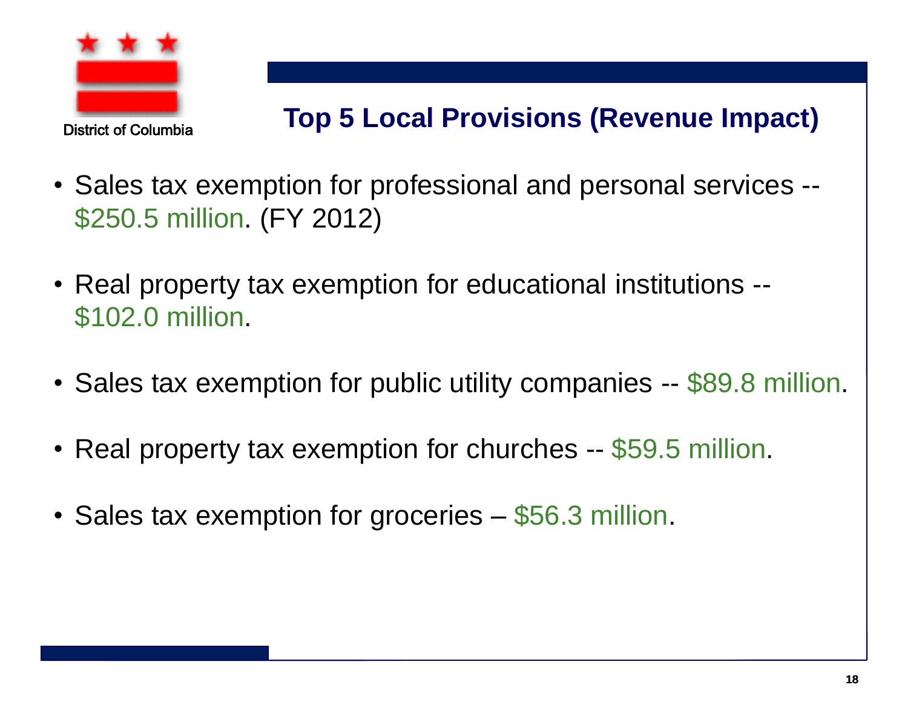District of Columbia

## Top 5 Local Provisions (Revenue Impact)

- Sales tax exemption for professional and personal services -- $250.5 million. (FY 2012)
- Real property tax exemption for educational institutions -- $102.0 million.
- Sales tax exemption for public utility companies -- $89.8 million.
- Real property tax exemption for churches -- $59.5 million.
- Sales tax exemption for groceries – $56.3 million.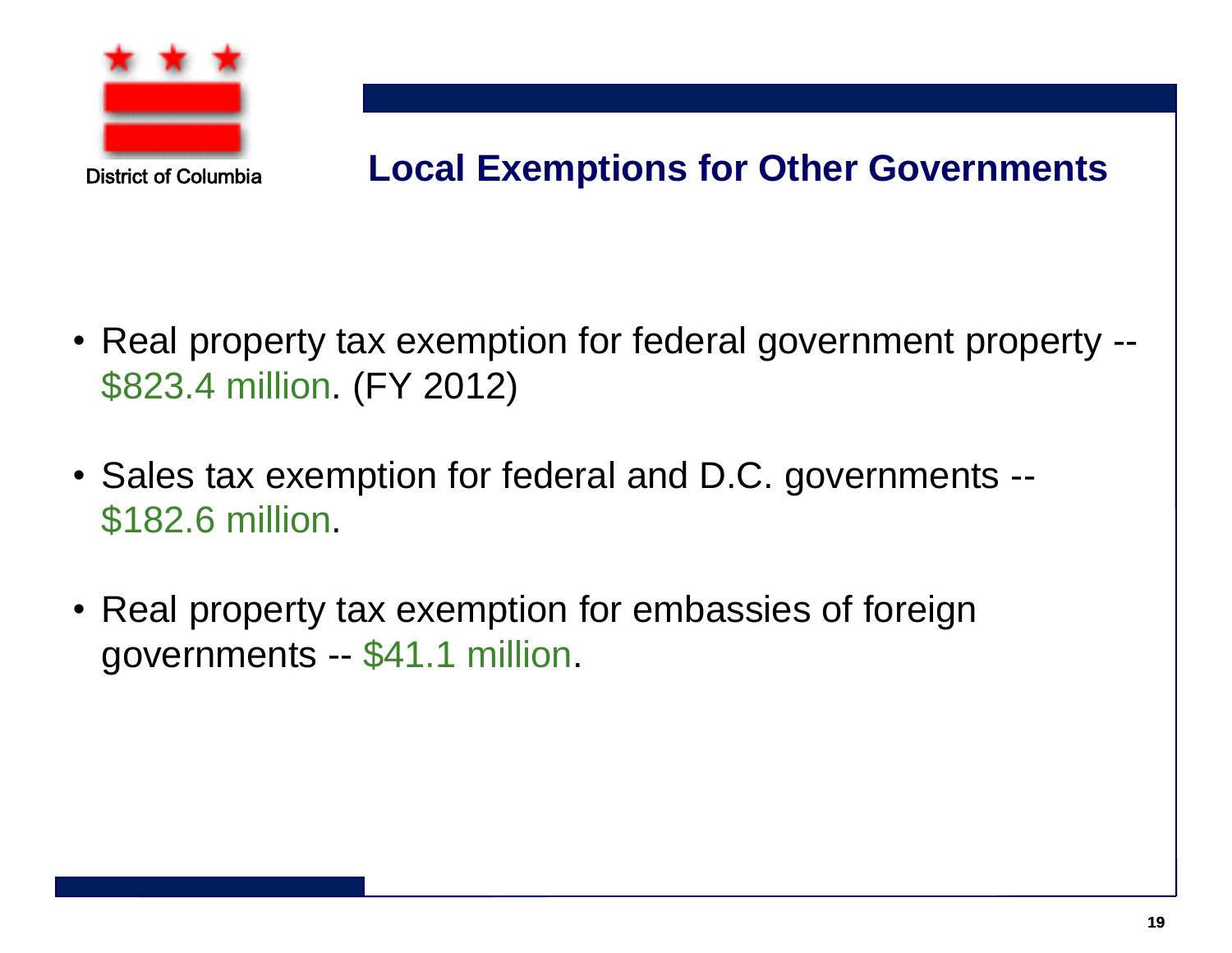District of Columbia

# Local Exemptions for Other Governments

- Real property tax exemption for federal government property -- $823.4 million. (FY 2012)
- Sales tax exemption for federal and D.C. governments -- $182.6 million.
- Real property tax exemption for embassies of foreign governments -- $41.1 million.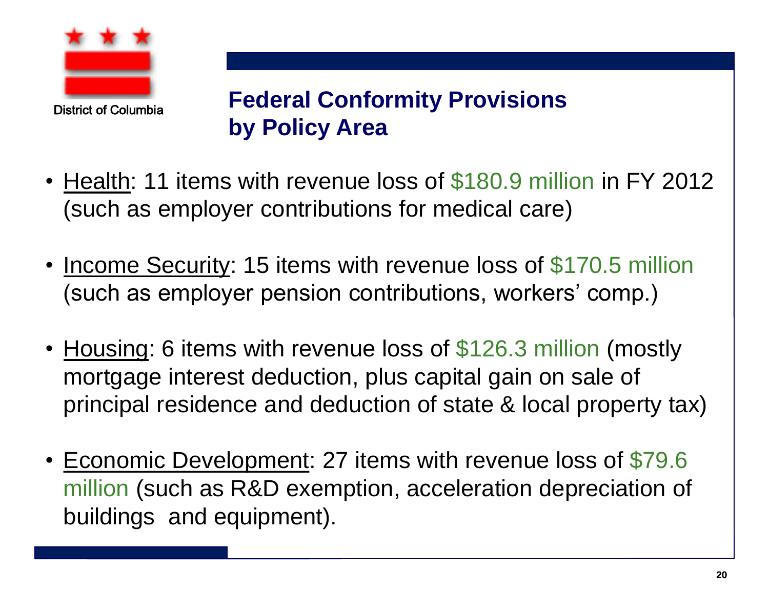District of Columbia

# Federal Conformity Provisions by Policy Area

- Health: 11 items with revenue loss of $180.9 million in FY 2012 (such as employer contributions for medical care)
- Income Security: 15 items with revenue loss of $170.5 million (such as employer pension contributions, workers' comp.)
- Housing: 6 items with revenue loss of $126.3 million (mostly mortgage interest deduction, plus capital gain on sale of principal residence and deduction of state & local property tax)
- Economic Development: 27 items with revenue loss of $79.6 million (such as R&D exemption, acceleration depreciation of buildings and equipment).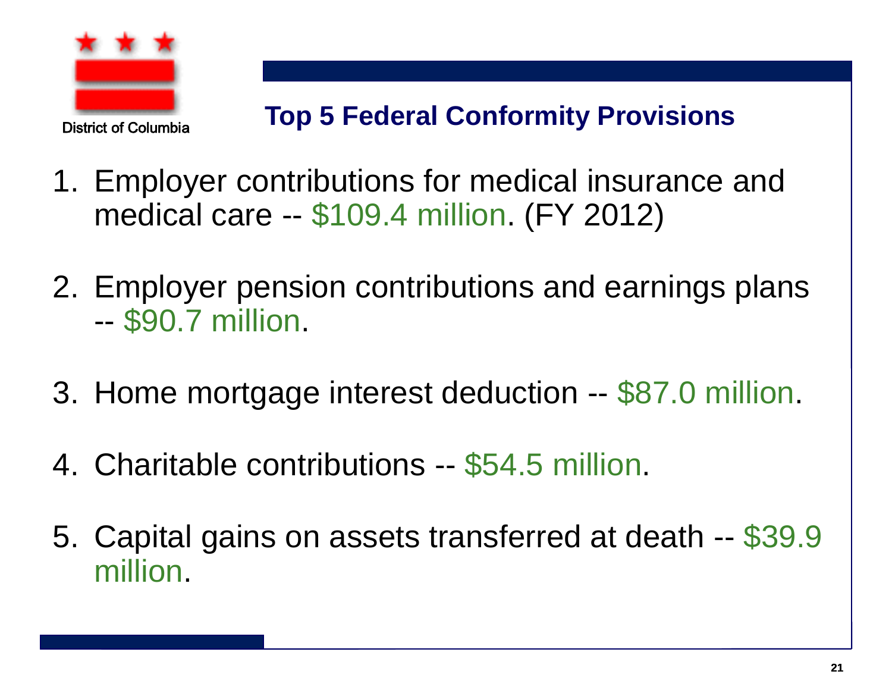District of Columbia

## Top 5 Federal Conformity Provisions

1. Employer contributions for medical insurance and medical care -- $109.4 million. (FY 2012)

2. Employer pension contributions and earnings plans -- $90.7 million.

3. Home mortgage interest deduction -- $87.0 million.

4. Charitable contributions -- $54.5 million.

5. Capital gains on assets transferred at death -- $39.9 million.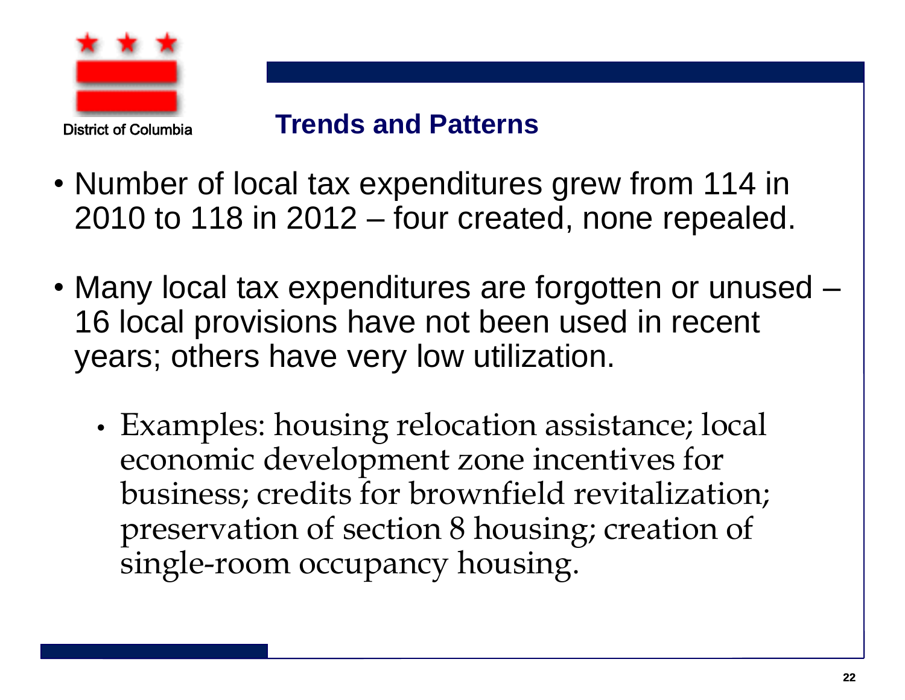District of Columbia

## Trends and Patterns

- Number of local tax expenditures grew from 114 in 2010 to 118 in 2012 – four created, none repealed.
- Many local tax expenditures are forgotten or unused – 16 local provisions have not been used in recent years; others have very low utilization.
  - Examples: housing relocation assistance; local economic development zone incentives for business; credits for brownfield revitalization; preservation of section 8 housing; creation of single-room occupancy housing.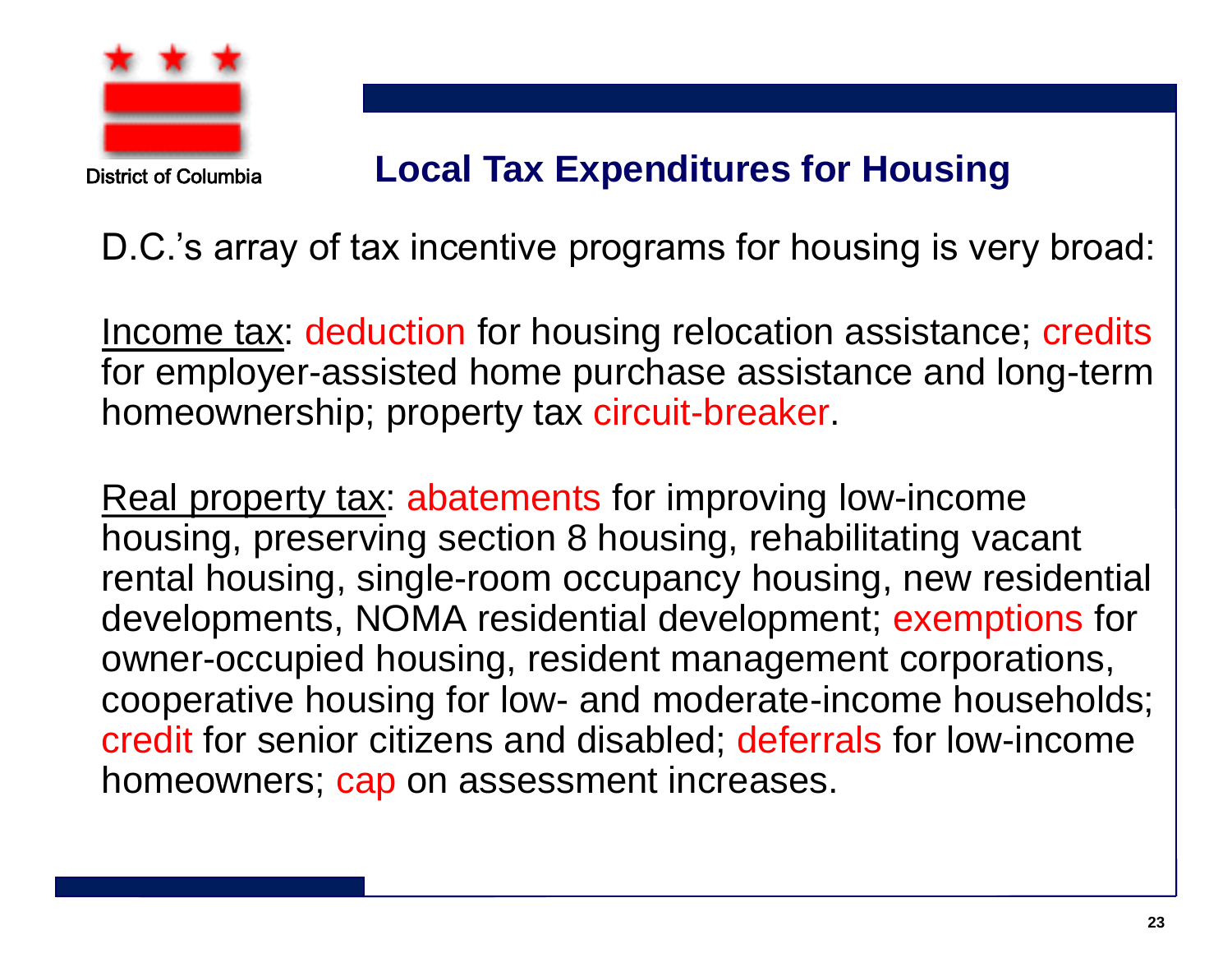District of Columbia

## Local Tax Expenditures for Housing

D.C.’s array of tax incentive programs for housing is very broad:

Income tax: deduction for housing relocation assistance; credits for employer-assisted home purchase assistance and long-term homeownership; property tax circuit-breaker.

Real property tax: abatements for improving low-income housing, preserving section 8 housing, rehabilitating vacant rental housing, single-room occupancy housing, new residential developments, NOMA residential development; exemptions for owner-occupied housing, resident management corporations, cooperative housing for low- and moderate-income households; credit for senior citizens and disabled; deferrals for low-income homeowners; cap on assessment increases.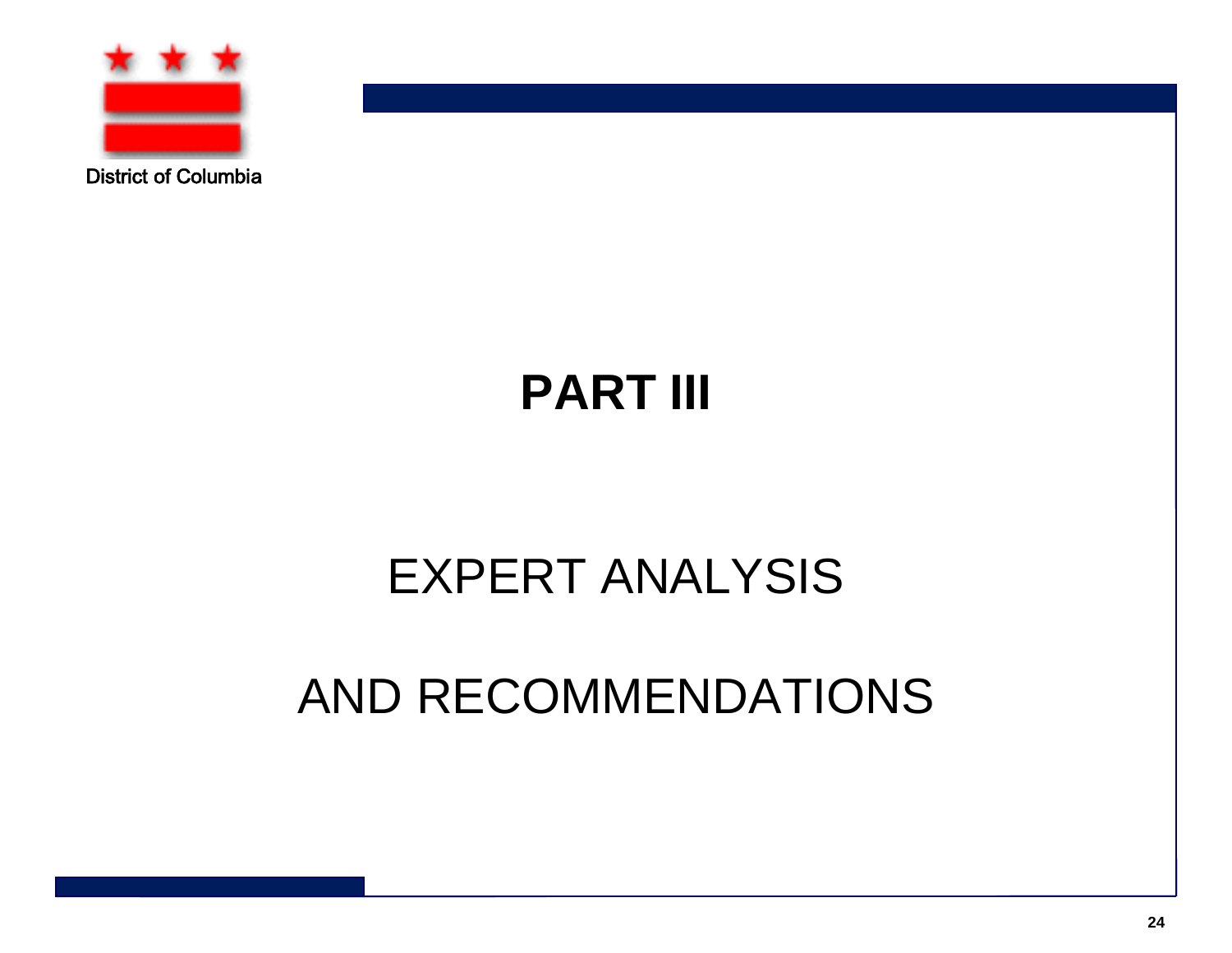District of Columbia

# PART III

## EXPERT ANALYSIS

## AND RECOMMENDATIONS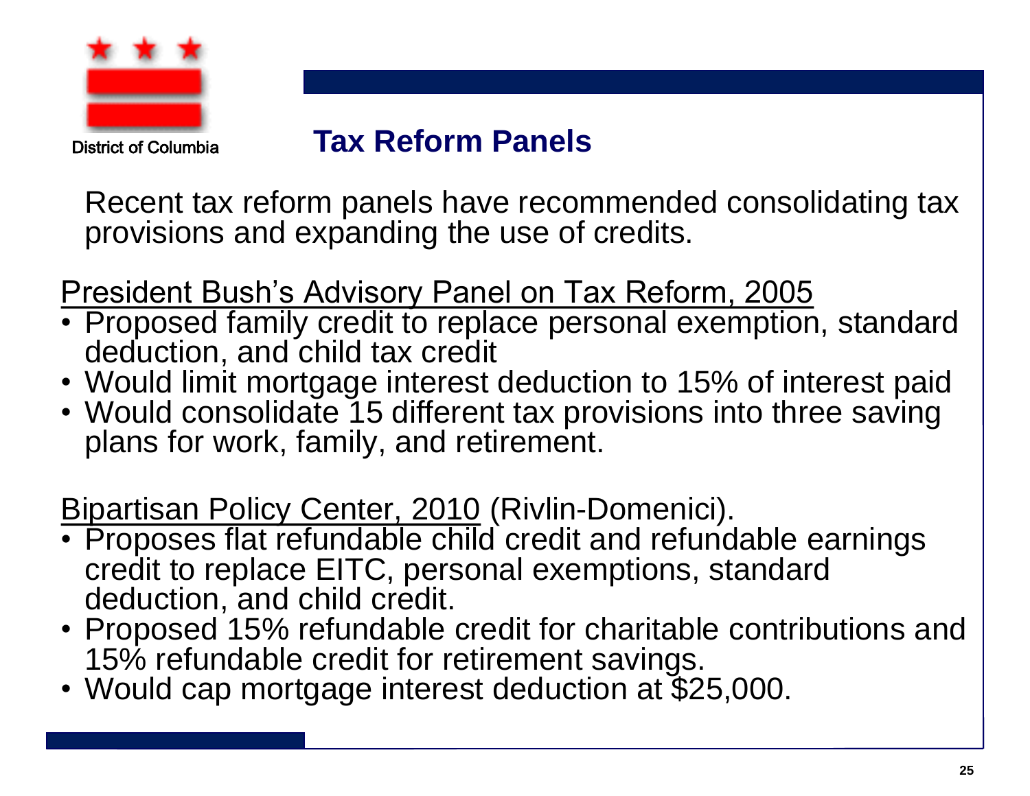District of Columbia

# Tax Reform Panels

Recent tax reform panels have recommended consolidating tax provisions and expanding the use of credits.

President Bush's Advisory Panel on Tax Reform, 2005

- Proposed family credit to replace personal exemption, standard deduction, and child tax credit
- Would limit mortgage interest deduction to 15% of interest paid
- Would consolidate 15 different tax provisions into three saving plans for work, family, and retirement.

Bipartisan Policy Center, 2010 (Rivlin-Domenici).

- Proposes flat refundable child credit and refundable earnings credit to replace EITC, personal exemptions, standard deduction, and child credit.
- Proposed 15% refundable credit for charitable contributions and 15% refundable credit for retirement savings.
- Would cap mortgage interest deduction at $25,000.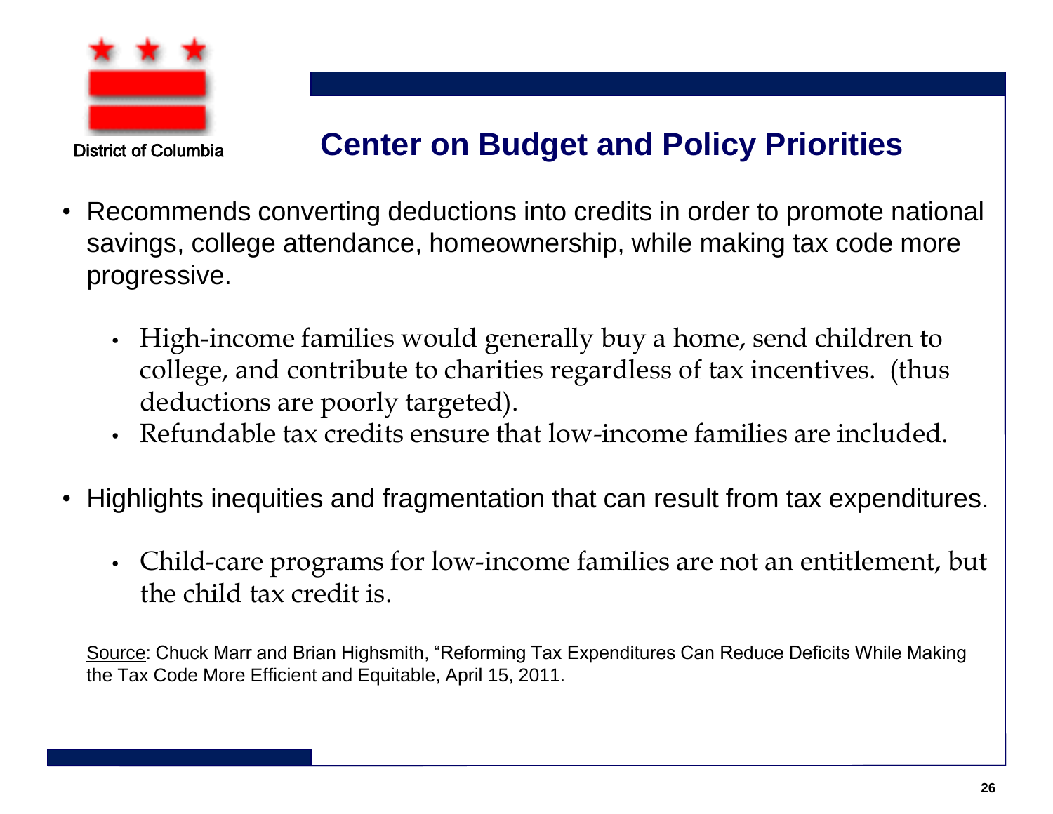District of Columbia

## Center on Budget and Policy Priorities

- Recommends converting deductions into credits in order to promote national savings, college attendance, homeownership, while making tax code more progressive.
  - High-income families would generally buy a home, send children to college, and contribute to charities regardless of tax incentives. (thus deductions are poorly targeted).
  - Refundable tax credits ensure that low-income families are included.
- Highlights inequities and fragmentation that can result from tax expenditures.
  - Child-care programs for low-income families are not an entitlement, but the child tax credit is.

Source: Chuck Marr and Brian Highsmith, "Reforming Tax Expenditures Can Reduce Deficits While Making the Tax Code More Efficient and Equitable, April 15, 2011.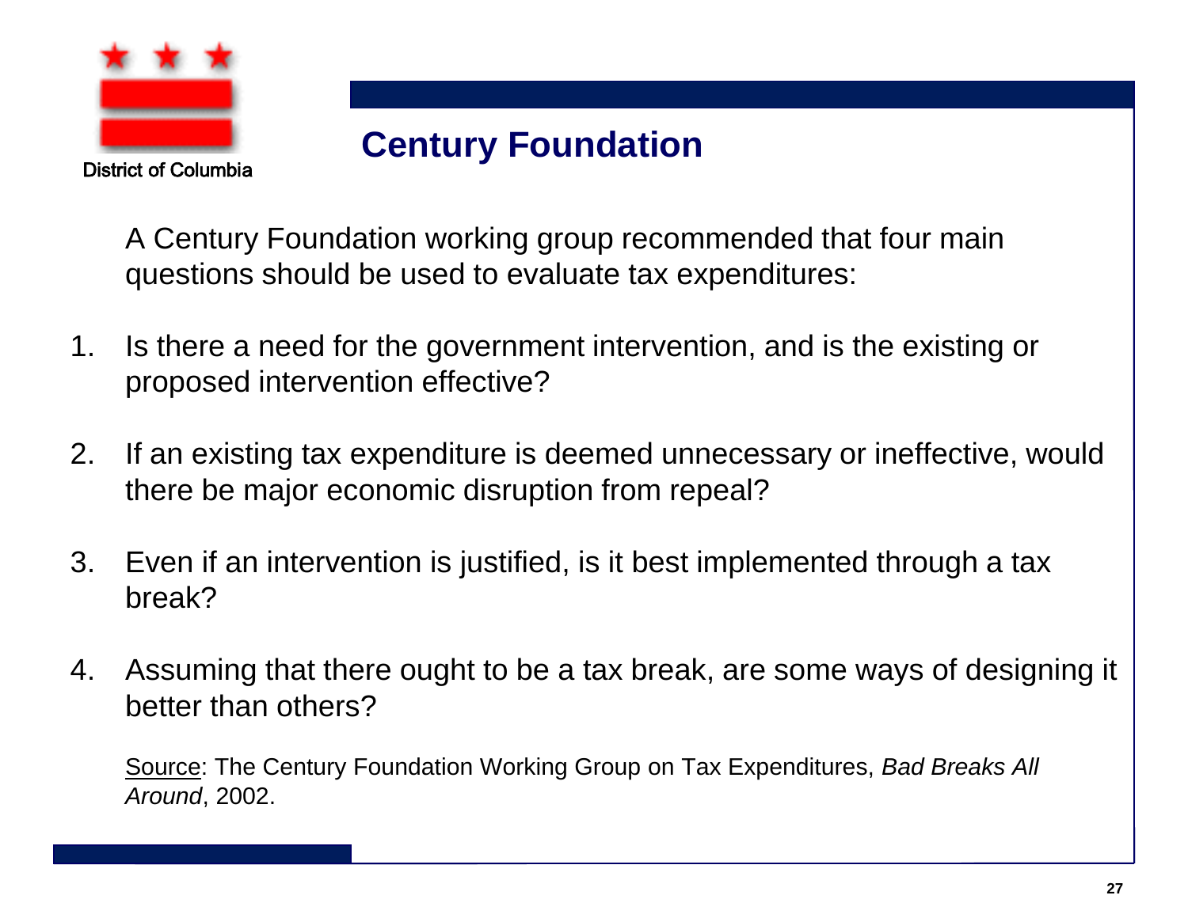# Century Foundation

A Century Foundation working group recommended that four main questions should be used to evaluate tax expenditures:

1. Is there a need for the government intervention, and is the existing or proposed intervention effective?
2. If an existing tax expenditure is deemed unnecessary or ineffective, would there be major economic disruption from repeal?
3. Even if an intervention is justified, is it best implemented through a tax break?
4. Assuming that there ought to be a tax break, are some ways of designing it better than others?

<u>Source</u>: The Century Foundation Working Group on Tax Expenditures, *Bad Breaks All Around*, 2002.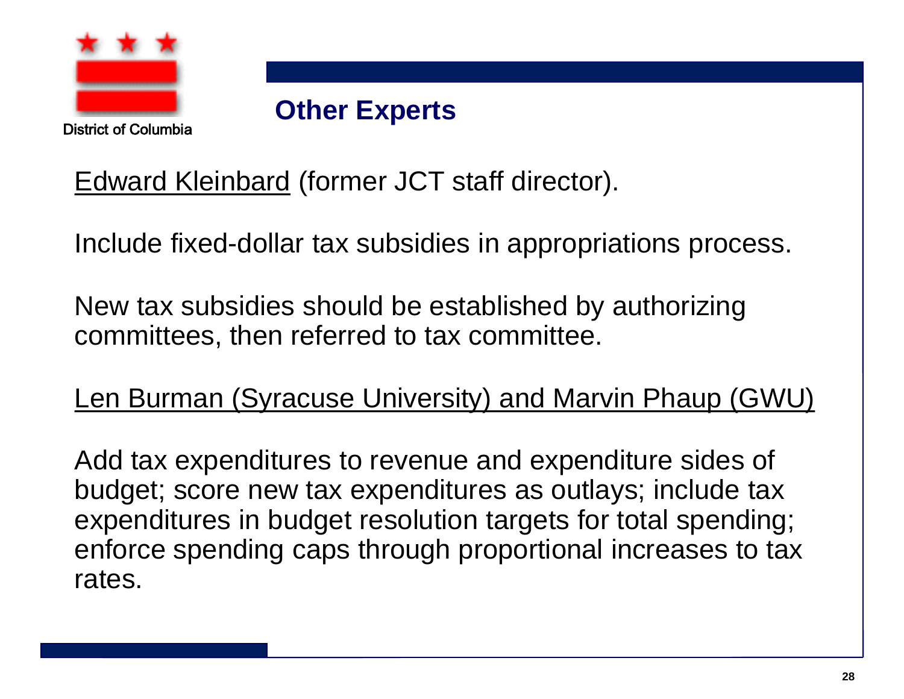## Other Experts

Edward Kleinbard (former JCT staff director).

Include fixed-dollar tax subsidies in appropriations process.

New tax subsidies should be established by authorizing committees, then referred to tax committee.

Len Burman (Syracuse University) and Marvin Phaup (GWU)

Add tax expenditures to revenue and expenditure sides of budget; score new tax expenditures as outlays; include tax expenditures in budget resolution targets for total spending; enforce spending caps through proportional increases to tax rates.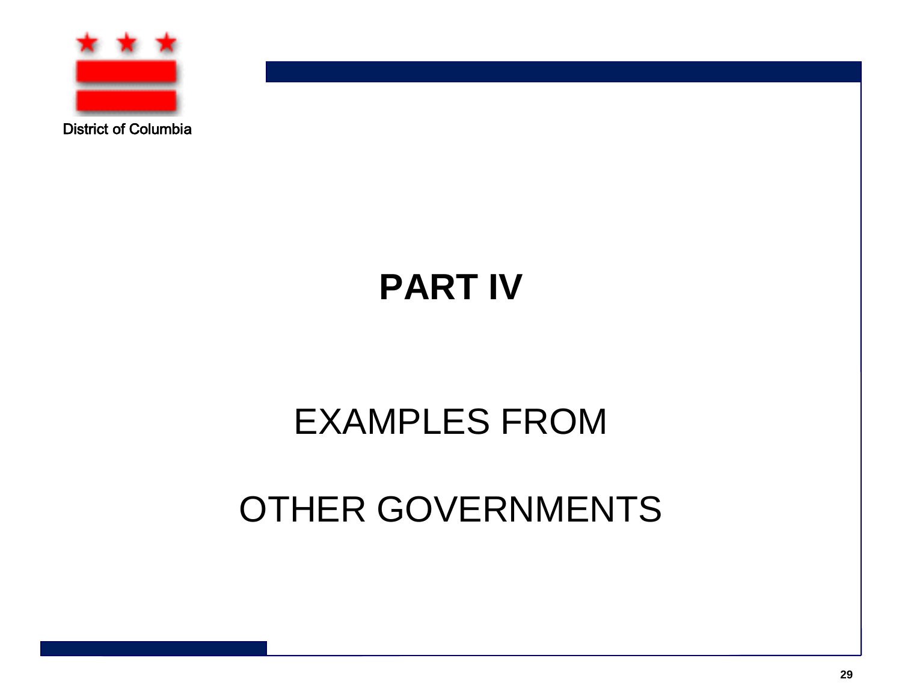District of Columbia

# PART IV

## EXAMPLES FROM

## OTHER GOVERNMENTS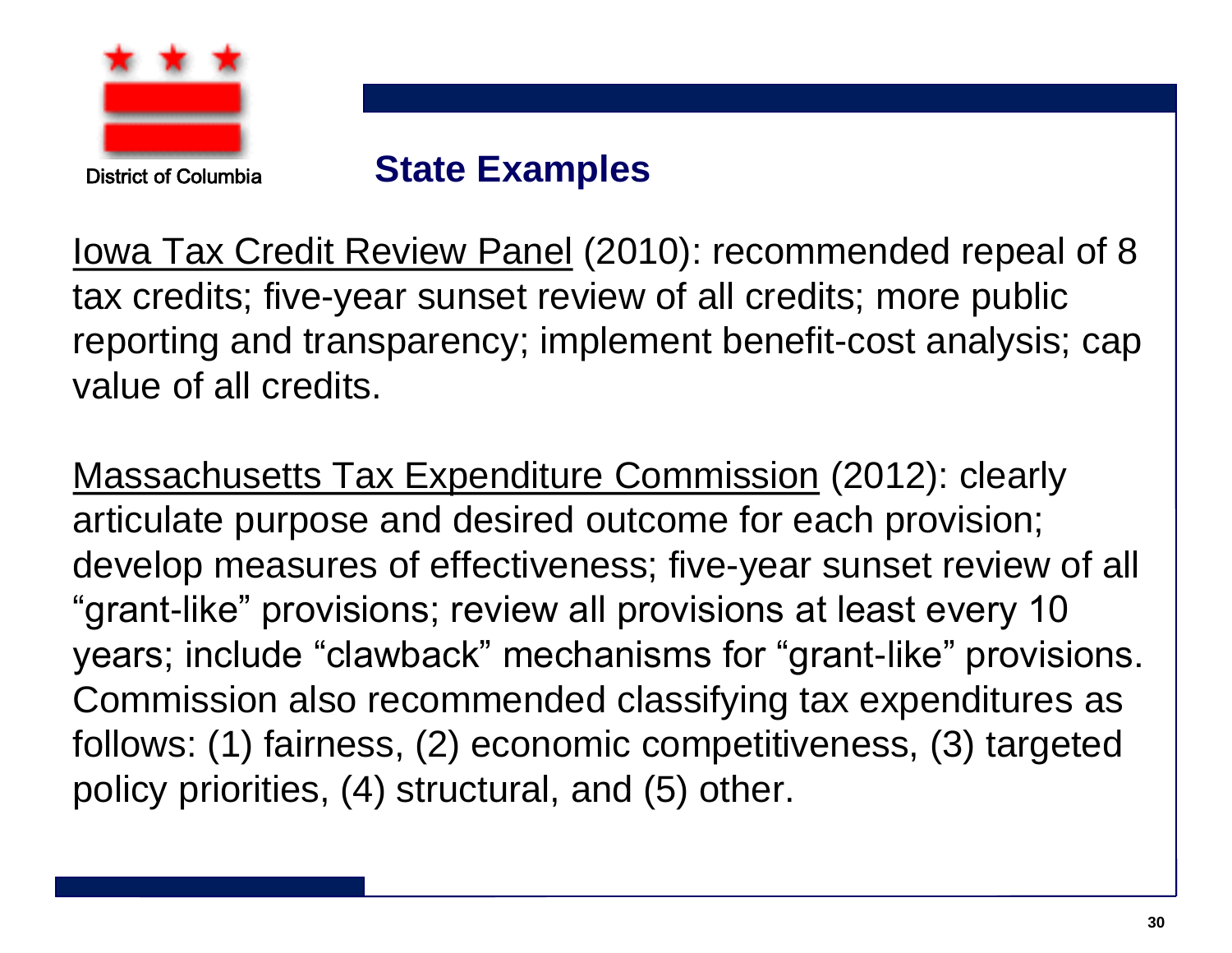## State Examples

Iowa Tax Credit Review Panel (2010): recommended repeal of 8 tax credits; five-year sunset review of all credits; more public reporting and transparency; implement benefit-cost analysis; cap value of all credits.

Massachusetts Tax Expenditure Commission (2012): clearly articulate purpose and desired outcome for each provision; develop measures of effectiveness; five-year sunset review of all “grant-like” provisions; review all provisions at least every 10 years; include “clawback” mechanisms for “grant-like” provisions. Commission also recommended classifying tax expenditures as follows: (1) fairness, (2) economic competitiveness, (3) targeted policy priorities, (4) structural, and (5) other.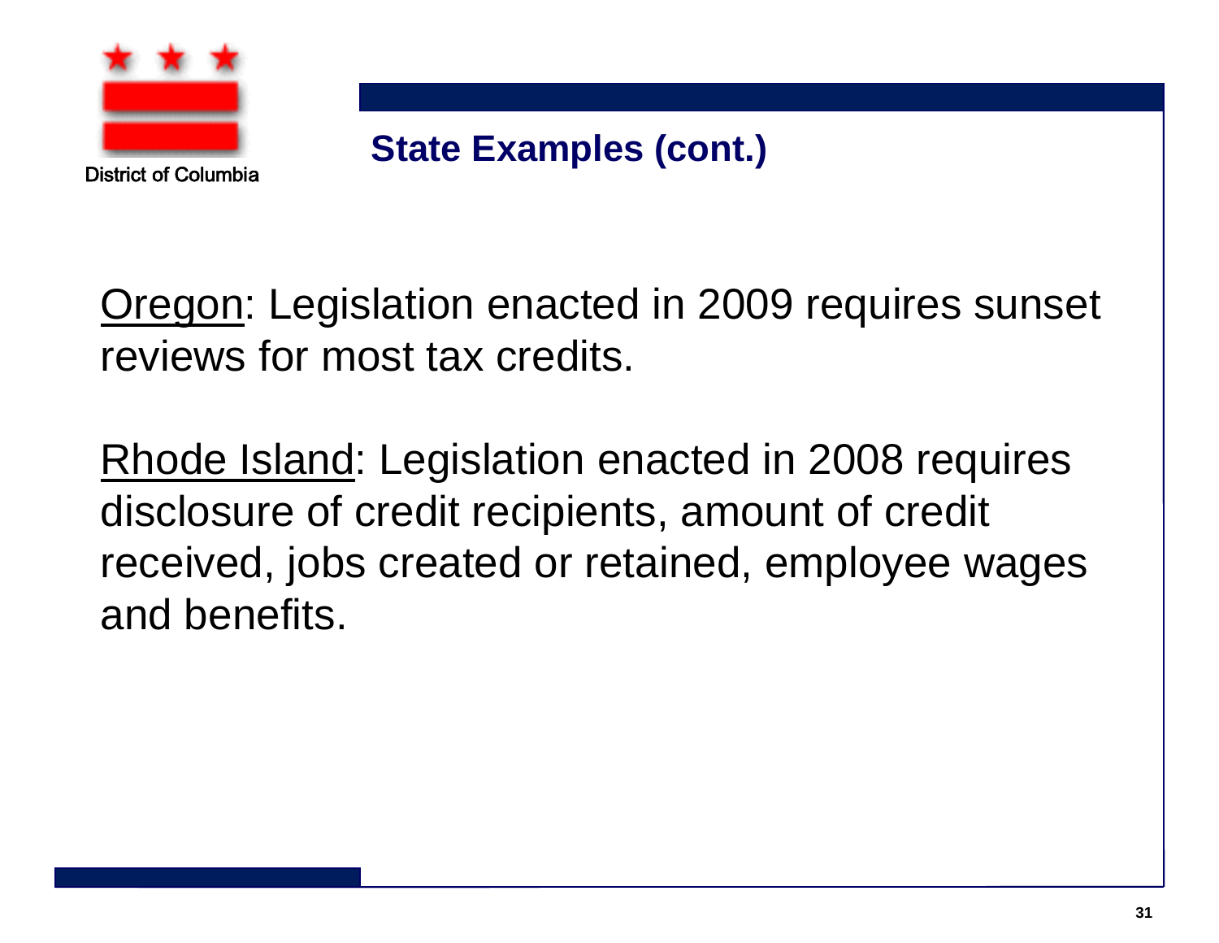District of Columbia

## State Examples (cont.)

Oregon: Legislation enacted in 2009 requires sunset reviews for most tax credits.

Rhode Island: Legislation enacted in 2008 requires disclosure of credit recipients, amount of credit received, jobs created or retained, employee wages and benefits.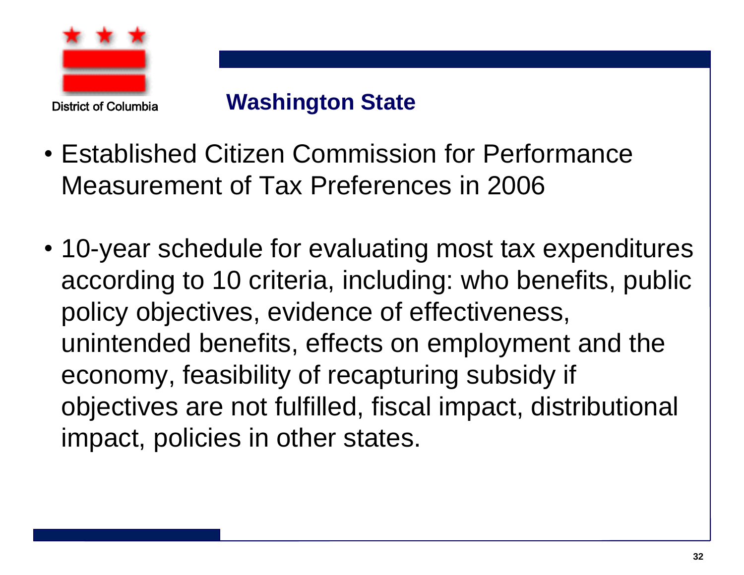District of Columbia

## Washington State

- Established Citizen Commission for Performance Measurement of Tax Preferences in 2006

- 10-year schedule for evaluating most tax expenditures according to 10 criteria, including: who benefits, public policy objectives, evidence of effectiveness, unintended benefits, effects on employment and the economy, feasibility of recapturing subsidy if objectives are not fulfilled, fiscal impact, distributional impact, policies in other states.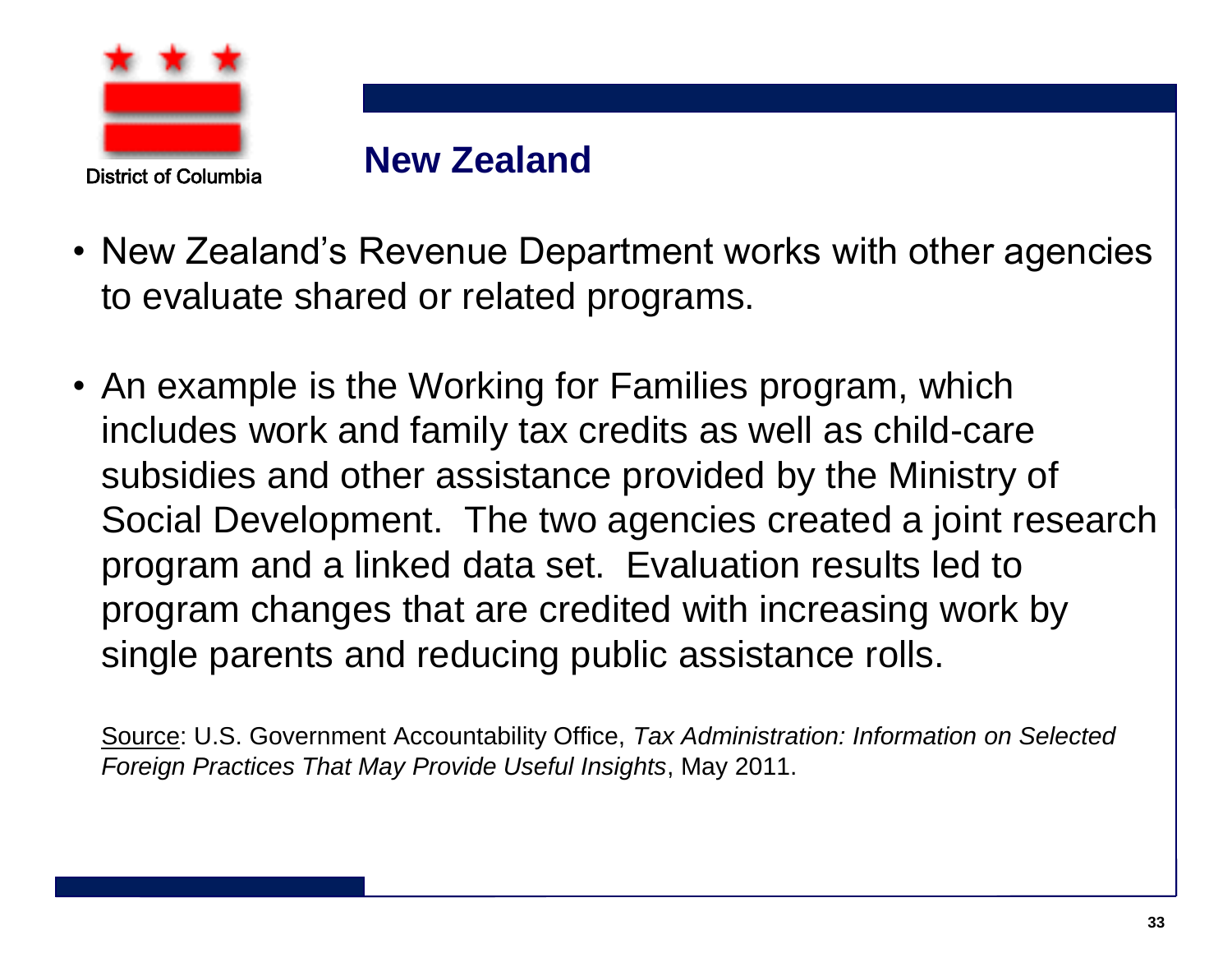## New Zealand

- New Zealand's Revenue Department works with other agencies to evaluate shared or related programs.
- An example is the Working for Families program, which includes work and family tax credits as well as child-care subsidies and other assistance provided by the Ministry of Social Development. The two agencies created a joint research program and a linked data set. Evaluation results led to program changes that are credited with increasing work by single parents and reducing public assistance rolls.

Source: U.S. Government Accountability Office, *Tax Administration: Information on Selected Foreign Practices That May Provide Useful Insights*, May 2011.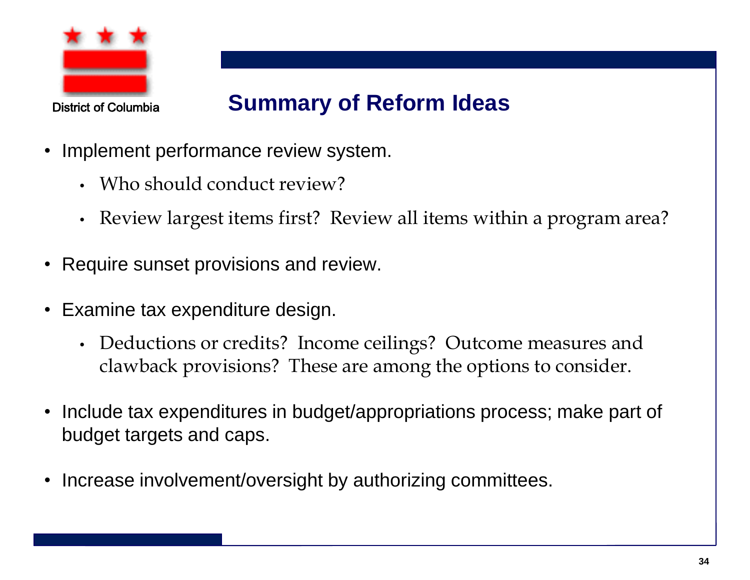District of Columbia

## Summary of Reform Ideas

- Implement performance review system.
  - Who should conduct review?
  - Review largest items first? Review all items within a program area?
- Require sunset provisions and review.
- Examine tax expenditure design.
  - Deductions or credits? Income ceilings? Outcome measures and clawback provisions? These are among the options to consider.
- Include tax expenditures in budget/appropriations process; make part of budget targets and caps.
- Increase involvement/oversight by authorizing committees.